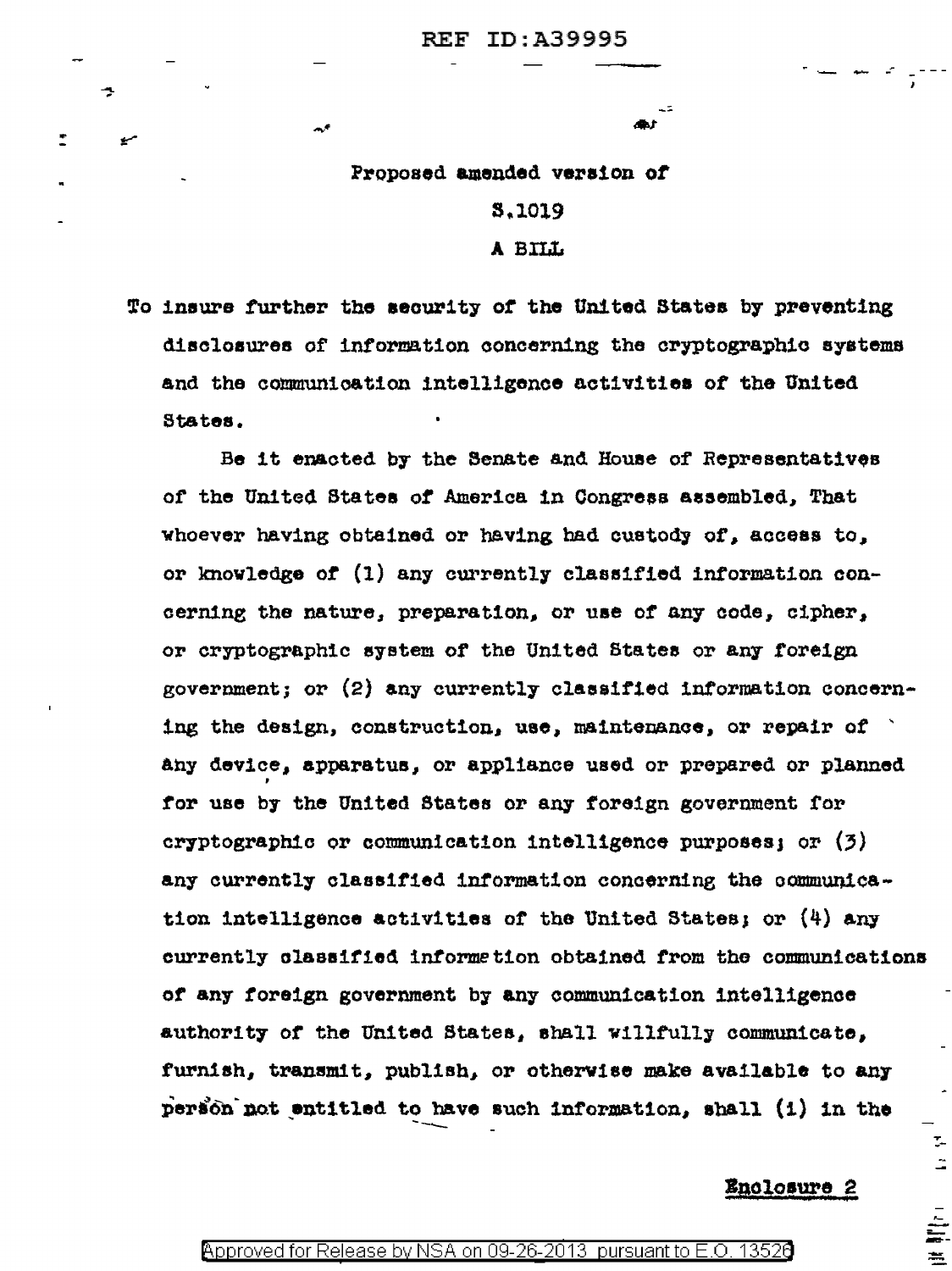Proposed amended version of

S.1019

A BILL

To insure further the security of the United States by preventing disclosures of information concerning the cryptographic systems and the communication intelligence activities of the United States.

Be it enacted by the Senate and House of Representatives of the United States of America in Congress assembled, That whoever having obtained or having had custody of, access to, or knowledge of (1) any currently classified information concerning the nature, preparation, or use of any code, cipher, or cryptographic system of the United States or any foreign government; or (2) any currently classified information concerning the design, construction, use, maintenance, or repair of any device, apparatus, or appliance used or prepared or planned for use by the United States or any foreign government for cryptographic or communication intelligence purposes; or (3) any currently classified information concerning the communication intelligence activities of the United States; or (4) any currently classified information obtained from the communications of any foreign government by any communication intelligence authority of the United States, shall willfully communicate, furnish, transmit, publish, or otherwise make available to any person not entitled to have such information, shall (1) in the

**Enclosure 2**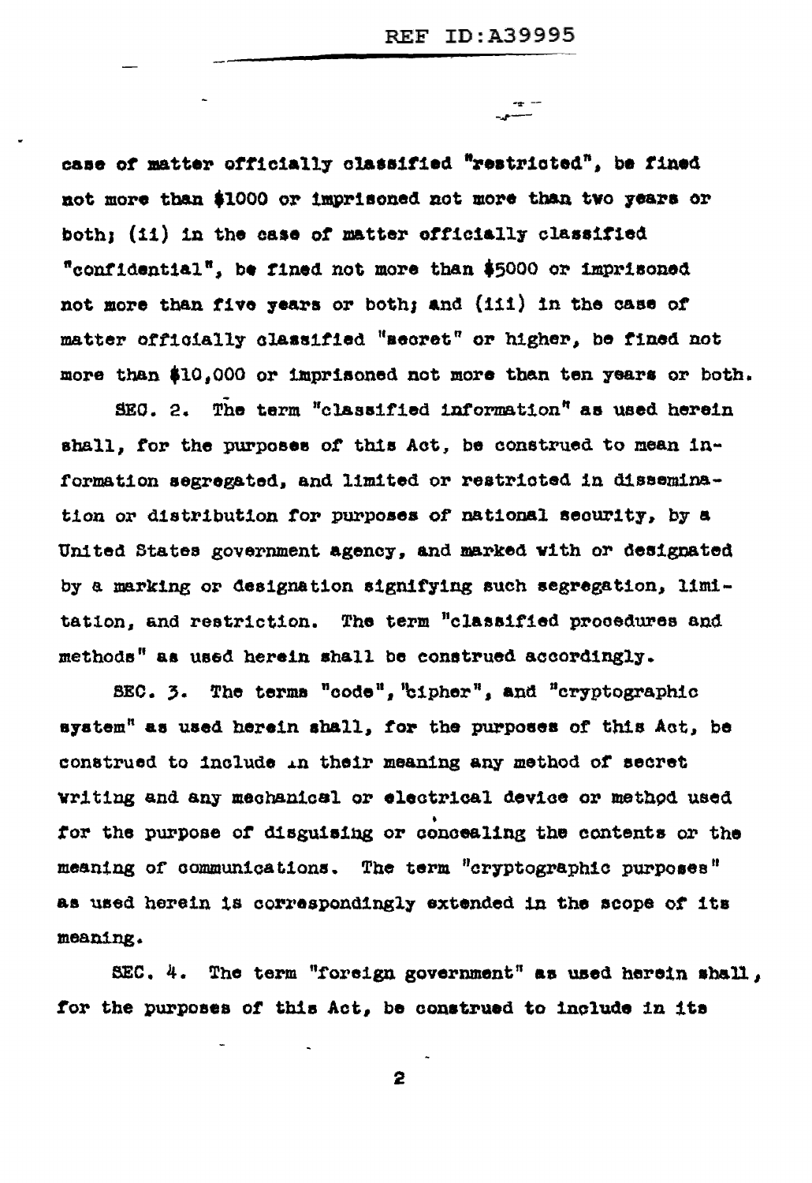case of matter officially classified "restricted", be fined not more than $1000 or imprisoned not more than two years or both; (ii) in the case of matter officially classified "confidential", be fined not more than $5000 or imprisoned not more than five years or both; and (iii) in the case of matter officially classified "secret" or higher, be fined not more than $10,000 or imprisoned not more than ten years or both.

SEC. 2. The term "classified information" as used herein shall, for the purposes of this Act, be construed to mean information segregated, and limited or restricted in dissemination or distribution for purposes of national security, by a United States government agency, and marked with or designated by a marking or designation signifying such segregation, limitation, and restriction. The term "classified procedures and methods" as used herein shall be construed accordingly.

SEC. 3. The terms "code", "cipher", and "cryptographic system" as used herein shall, for the purposes of this Act, be construed to include in their meaning any method of secret writing and any mechanical or electrical device or method used for the purpose of disguising or concealing the contents or the meaning of communications. The term "cryptographic purposes" as used herein is correspondingly extended in the scope of its meaning.

SEC. 4. The term "foreign government" as used herein shall, for the purposes of this Act, be construed to include in its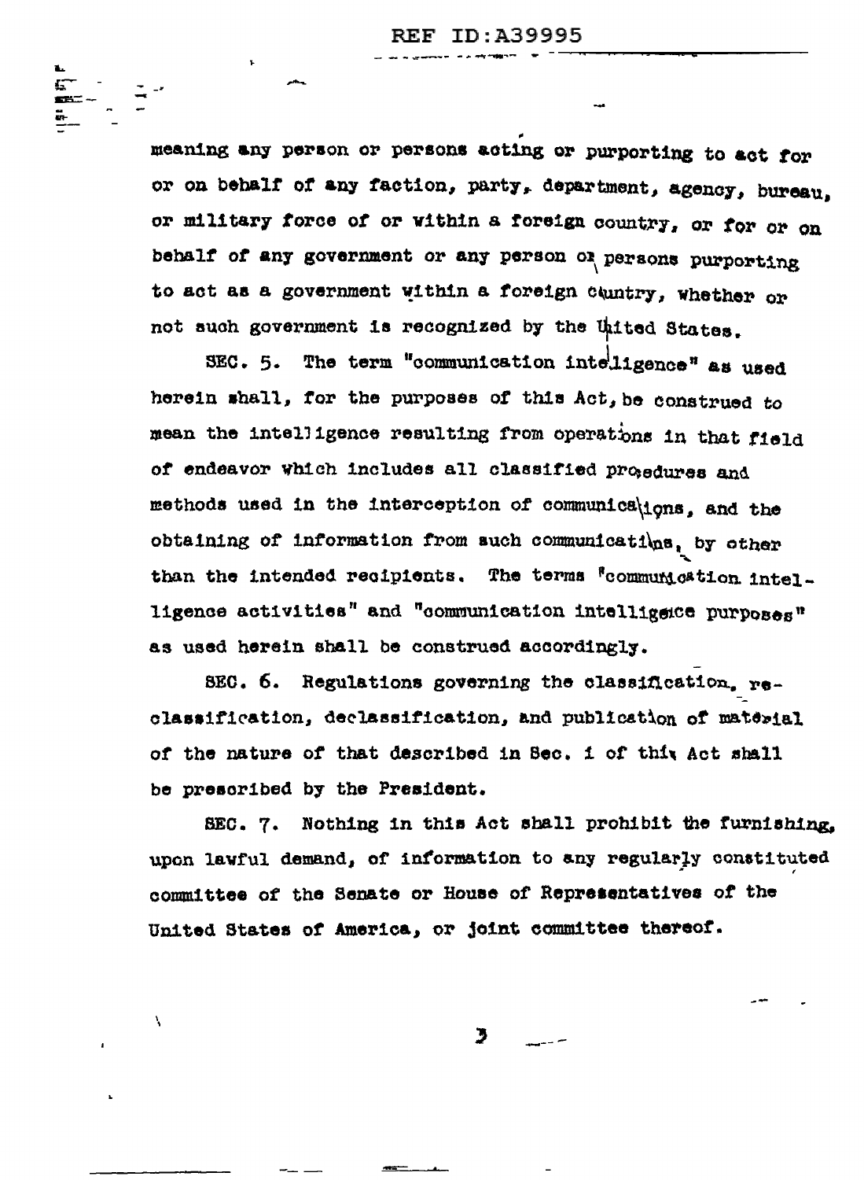meaning any person or persons acting or purporting to act for or on behalf of any faction, party, department, agency, bureau, or military force of or within a foreign country, or for or on behalf of any government or any person or persons purporting to act as a government within a foreign country, whether or not such government is recognized by the United States.

SEC. 5. The term "communication intelligence" as used herein shall, for the purposes of this Act, be construed to mean the intelligence resulting from operations in that field of endeavor which includes all classified procedures and methods used in the interception of communications, and the obtaining of information from such communications, by other than the intended recipients. The terms "communication intelligence activities" and "communication intelligence purposes" as used herein shall be construed accordingly.

SEC. 6. Regulations governing the classification, reclassification, declassification, and publication of material of the nature of that described in Sec. 1 of this Act shall be prescribed by the President.

SEC. 7. Nothing in this Act shall prohibit the furnishing, upon lawful demand, of information to any regularly constituted committee of the Senate or House of Representatives of the United States of America, or joint committee thereof.